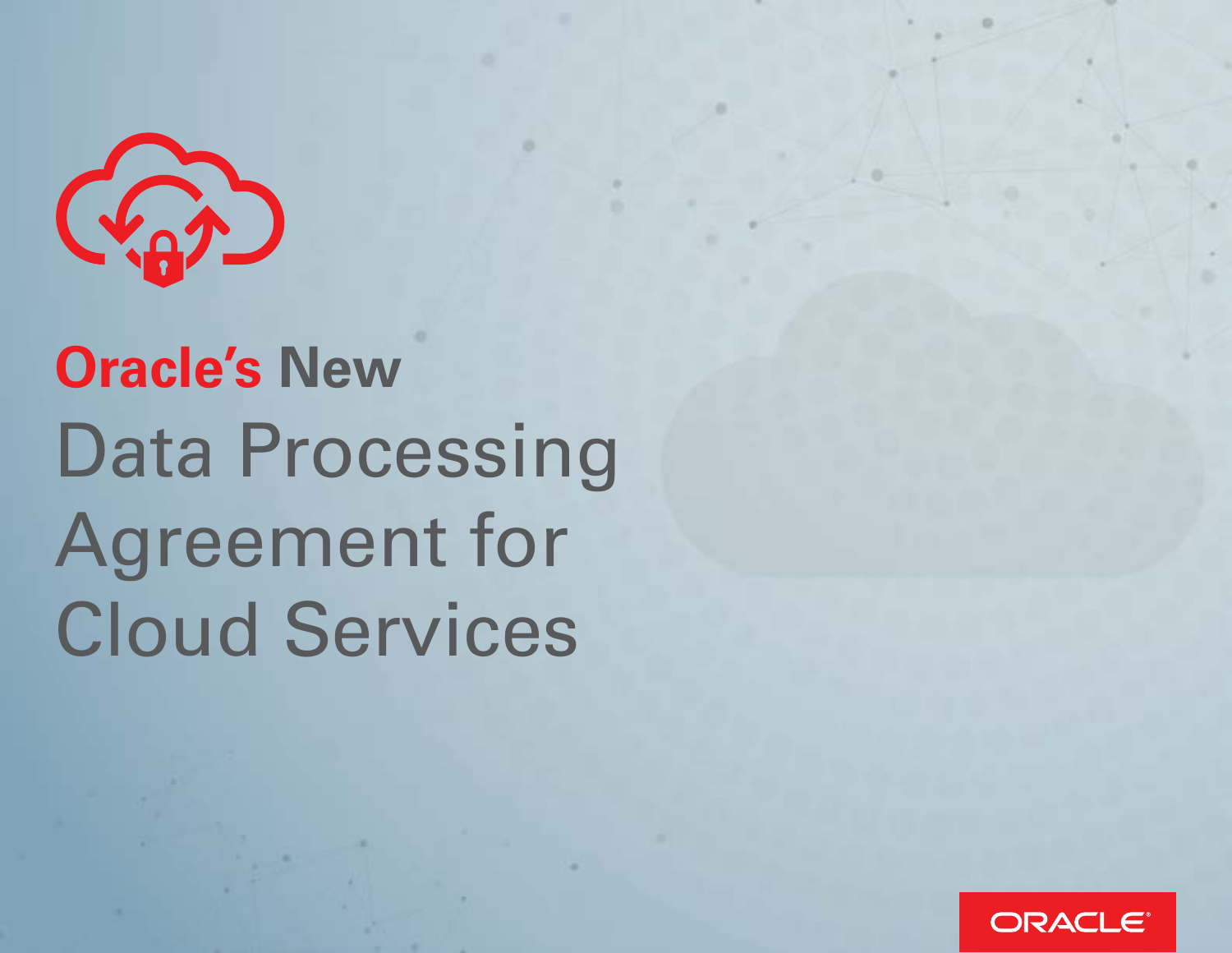# Oracle's New Data Processing Agreement for Cloud Services

ORACLE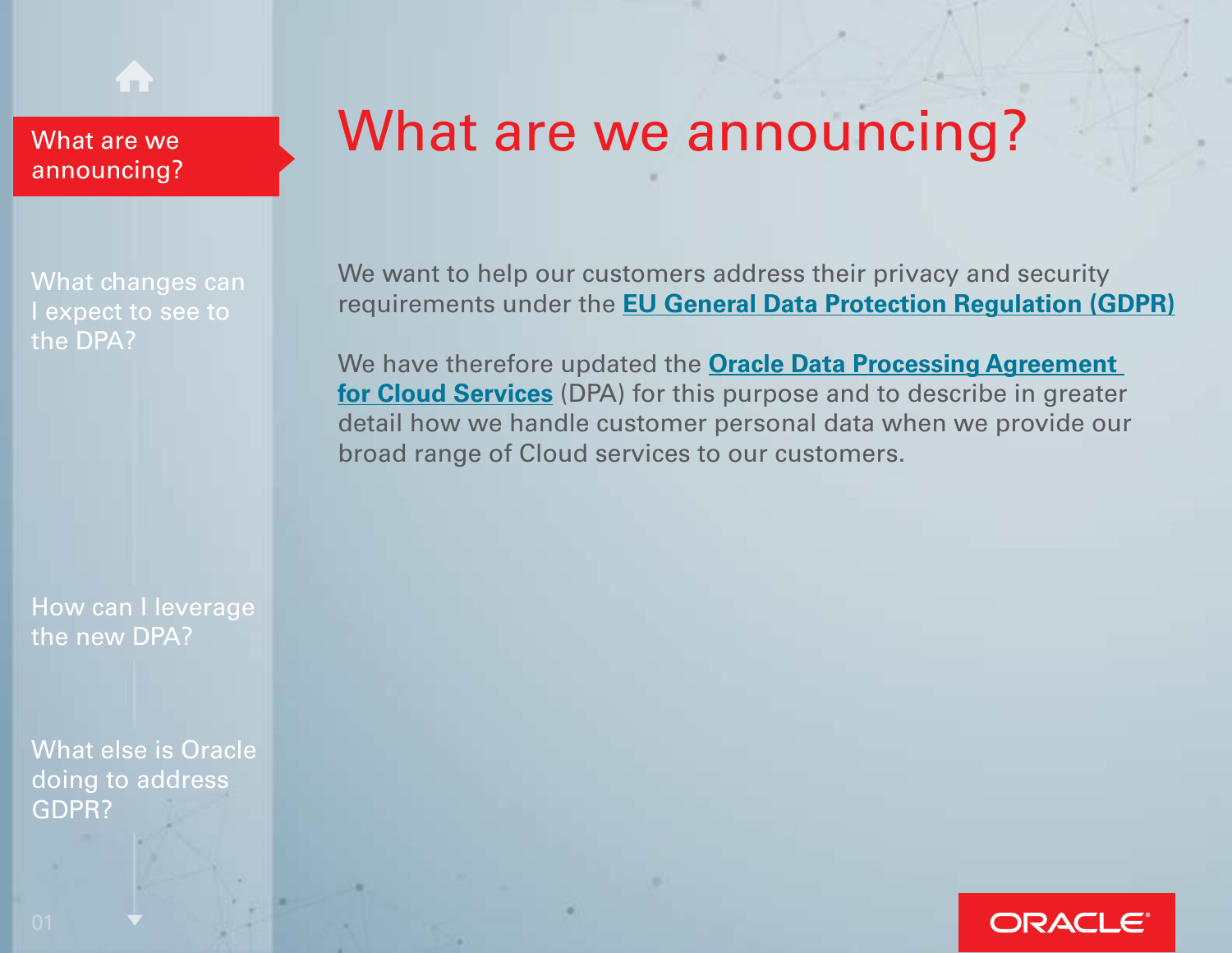What are we announcing?

What changes can I expect to see to the DPA?

How can I leverage the new DPA?

What else is Oracle doing to address GDPR?

# What are we announcing?

We want to help our customers address their privacy and security requirements under the **EU General Data Protection Regulation (GDPR)**

We have therefore updated the **Oracle Data Processing Agreement for Cloud Services** (DPA) for this purpose and to describe in greater detail how we handle customer personal data when we provide our broad range of Cloud services to our customers.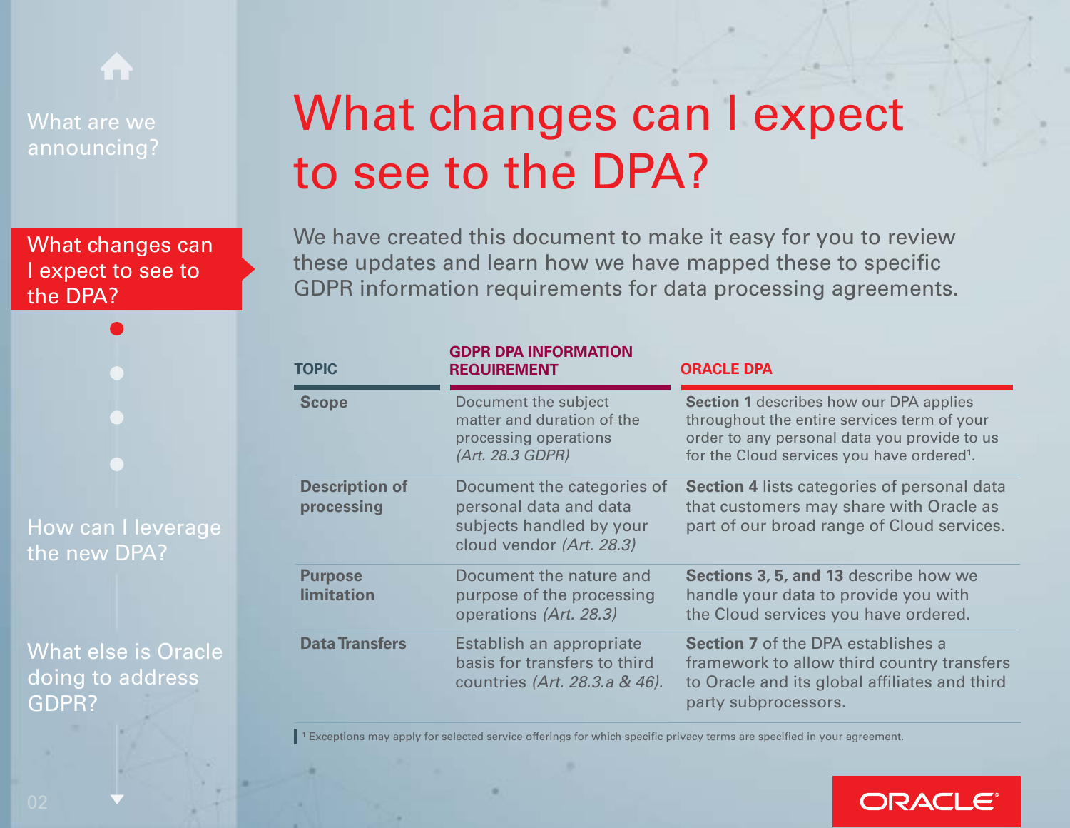# What changes can I expect to see to the DPA?

We have created this document to make it easy for you to review these updates and learn how we have mapped these to specific GDPR information requirements for data processing agreements.

| TOPIC | GDPR DPA INFORMATION REQUIREMENT | ORACLE DPA |
|---|---|---|
| **Scope** | Document the subject matter and duration of the processing operations *(Art. 28.3 GDPR)* | **Section 1** describes how our DPA applies throughout the entire services term of your order to any personal data you provide to us for the Cloud services you have ordered[1]. |
| **Description of processing** | Document the categories of personal data and data subjects handled by your cloud vendor *(Art. 28.3)* | **Section 4** lists categories of personal data that customers may share with Oracle as part of our broad range of Cloud services. |
| **Purpose limitation** | Document the nature and purpose of the processing operations *(Art. 28.3)* | **Sections 3, 5, and 13** describe how we handle your data to provide you with the Cloud services you have ordered. |
| **Data Transfers** | Establish an appropriate basis for transfers to third countries *(Art. 28.3.a & 46).* | **Section 7** of the DPA establishes a framework to allow third country transfers to Oracle and its global affiliates and third party subprocessors. |

[1] Exceptions may apply for selected service offerings for which specific privacy terms are specified in your agreement.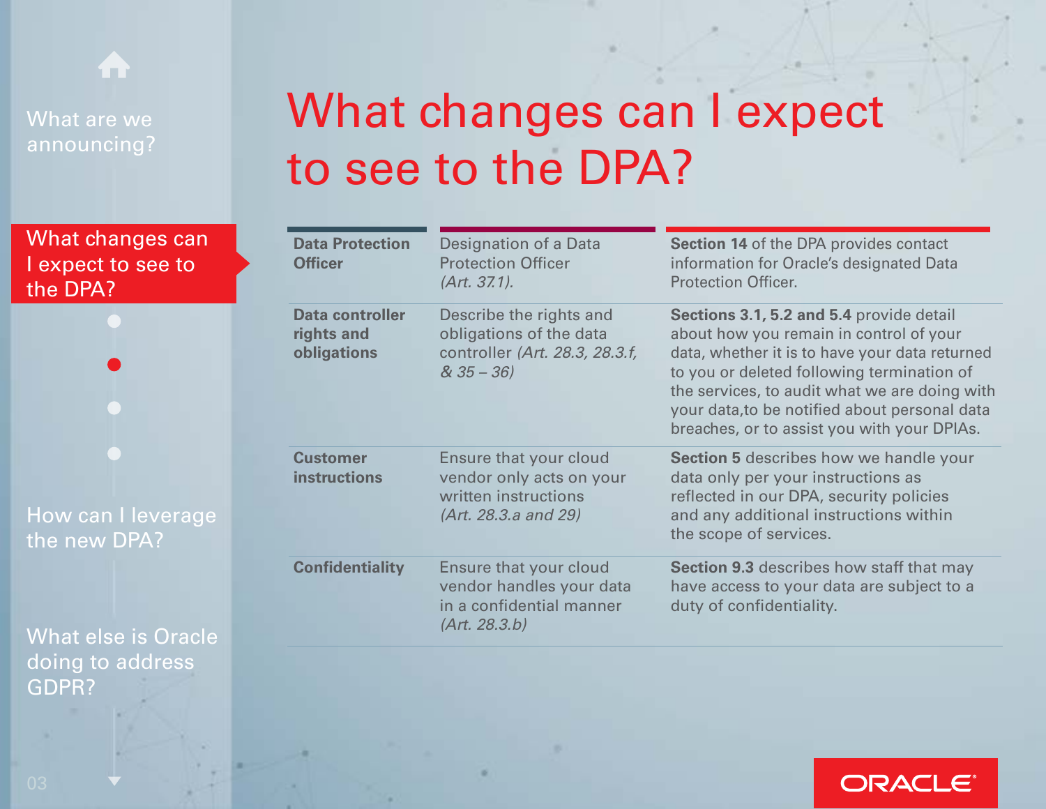What are we announcing?

What changes can I expect to see to the DPA?

How can I leverage the new DPA?

What else is Oracle doing to address GDPR?

# What changes can I expect to see to the DPA?

| | | |
|---|---|---|
| **Data Protection Officer** | Designation of a Data Protection Officer *(Art. 37.1).* | **Section 14** of the DPA provides contact information for Oracle's designated Data Protection Officer. |
| **Data controller rights and obligations** | Describe the rights and obligations of the data controller *(Art. 28.3, 28.3.f, & 35 – 36)* | **Sections 3.1, 5.2 and 5.4** provide detail about how you remain in control of your data, whether it is to have your data returned to you or deleted following termination of the services, to audit what we are doing with your data,to be notified about personal data breaches, or to assist you with your DPIAs. |
| **Customer instructions** | Ensure that your cloud vendor only acts on your written instructions *(Art. 28.3.a and 29)* | **Section 5** describes how we handle your data only per your instructions as reflected in our DPA, security policies and any additional instructions within the scope of services. |
| **Confidentiality** | Ensure that your cloud vendor handles your data in a confidential manner *(Art. 28.3.b)* | **Section 9.3** describes how staff that may have access to your data are subject to a duty of confidentiality. |

ORACLE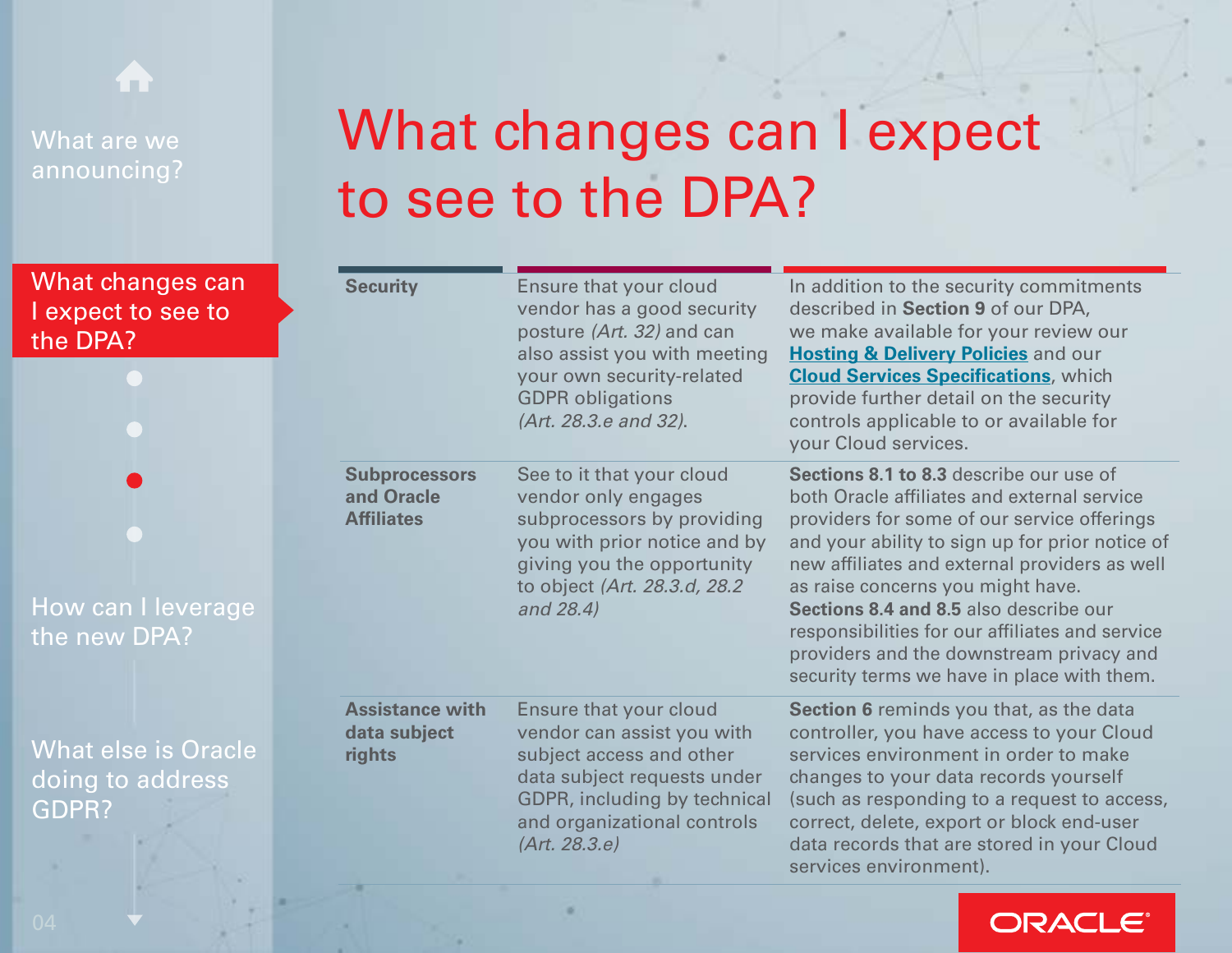# What changes can I expect to see to the DPA?

| | | |
|---|---|---|
| **Security** | Ensure that your cloud vendor has a good security posture *(Art. 32)* and can also assist you with meeting your own security-related GDPR obligations *(Art. 28.3.e and 32).* | In addition to the security commitments described in **Section 9** of our DPA, we make available for your review our **Hosting & Delivery Policies** and our **Cloud Services Specifications**, which provide further detail on the security controls applicable to or available for your Cloud services. |
| **Subprocessors and Oracle Affiliates** | See to it that your cloud vendor only engages subprocessors by providing you with prior notice and by giving you the opportunity to object *(Art. 28.3.d, 28.2 and 28.4)* | **Sections 8.1 to 8.3** describe our use of both Oracle affiliates and external service providers for some of our service offerings and your ability to sign up for prior notice of new affiliates and external providers as well as raise concerns you might have. **Sections 8.4 and 8.5** also describe our responsibilities for our affiliates and service providers and the downstream privacy and security terms we have in place with them. |
| **Assistance with data subject rights** | Ensure that your cloud vendor can assist you with subject access and other data subject requests under GDPR, including by technical and organizational controls *(Art. 28.3.e)* | **Section 6** reminds you that, as the data controller, you have access to your Cloud services environment in order to make changes to your data records yourself (such as responding to a request to access, correct, delete, export or block end-user data records that are stored in your Cloud services environment). |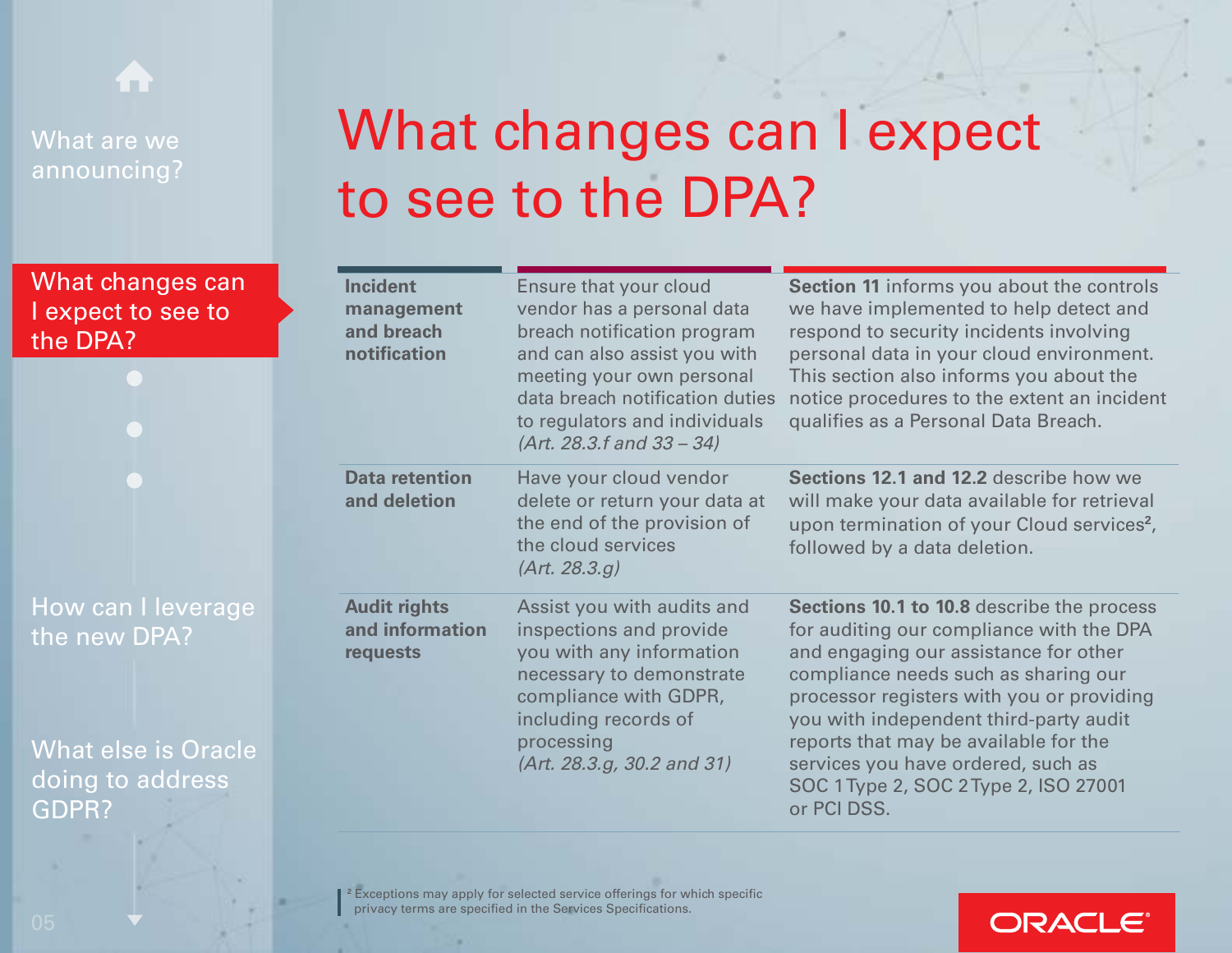# What changes can I expect to see to the DPA?

| | | |
|---|---|---|
| **Incident management and breach notification** | Ensure that your cloud vendor has a personal data breach notification program and can also assist you with meeting your own personal data breach notification duties to regulators and individuals *(Art. 28.3.f and 33 – 34)* | **Section 11** informs you about the controls we have implemented to help detect and respond to security incidents involving personal data in your cloud environment. This section also informs you about the notice procedures to the extent an incident qualifies as a Personal Data Breach. |
| **Data retention and deletion** | Have your cloud vendor delete or return your data at the end of the provision of the cloud services *(Art. 28.3.g)* | **Sections 12.1 and 12.2** describe how we will make your data available for retrieval upon termination of your Cloud services[2], followed by a data deletion. |
| **Audit rights and information requests** | Assist you with audits and inspections and provide you with any information necessary to demonstrate compliance with GDPR, including records of processing *(Art. 28.3.g, 30.2 and 31)* | **Sections 10.1 to 10.8** describe the process for auditing our compliance with the DPA and engaging our assistance for other compliance needs such as sharing our processor registers with you or providing you with independent third-party audit reports that may be available for the services you have ordered, such as SOC 1 Type 2, SOC 2 Type 2, ISO 27001 or PCI DSS. |

[2] Exceptions may apply for selected service offerings for which specific privacy terms are specified in the Services Specifications.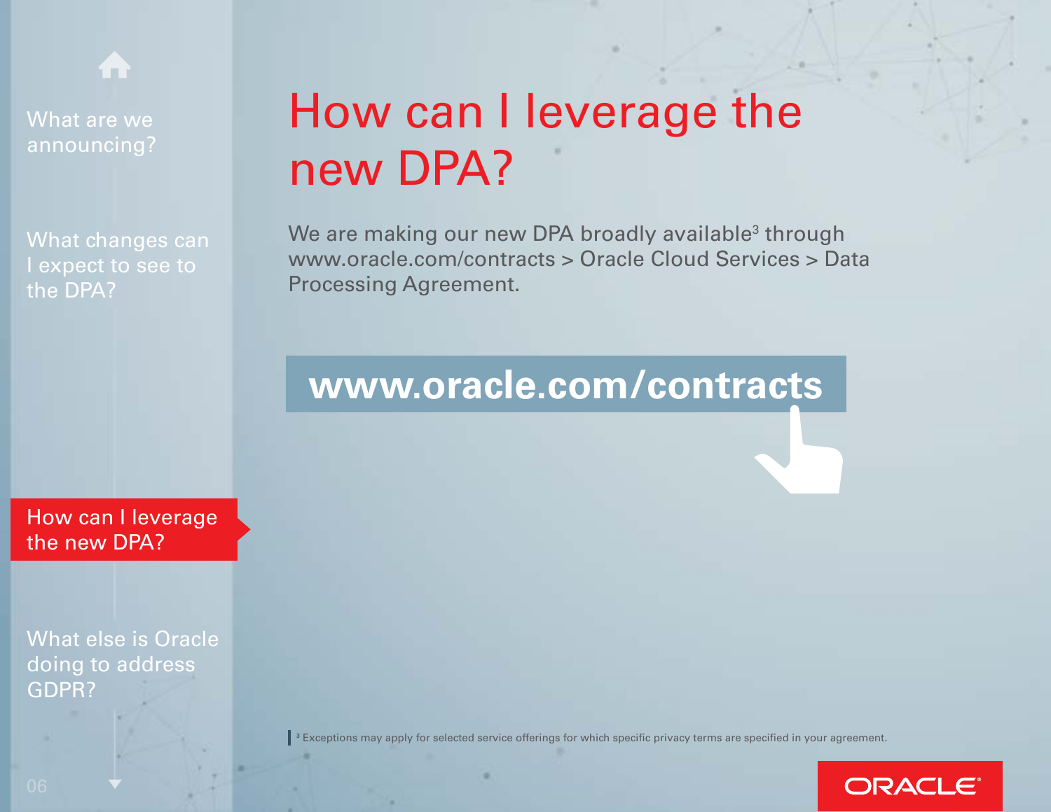# How can I leverage the new DPA?

We are making our new DPA broadly available[3] through www.oracle.com/contracts > Oracle Cloud Services > Data Processing Agreement.

**www.oracle.com/contracts**

[3] Exceptions may apply for selected service offerings for which specific privacy terms are specified in your agreement.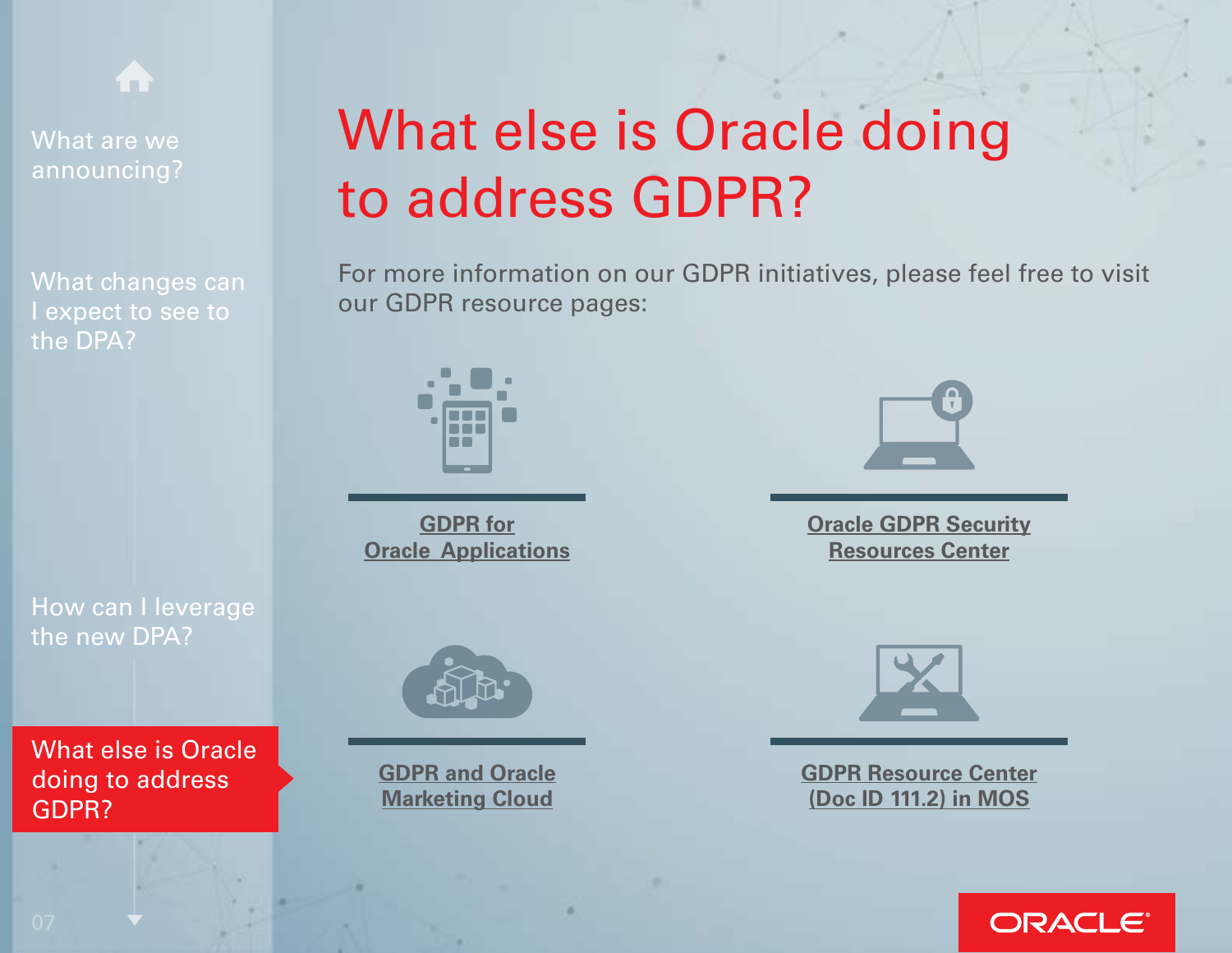# What else is Oracle doing to address GDPR?

For more information on our GDPR initiatives, please feel free to visit our GDPR resource pages:

- GDPR for Oracle Applications
- Oracle GDPR Security Resources Center
- GDPR and Oracle Marketing Cloud
- GDPR Resource Center (Doc ID 111.2) in MOS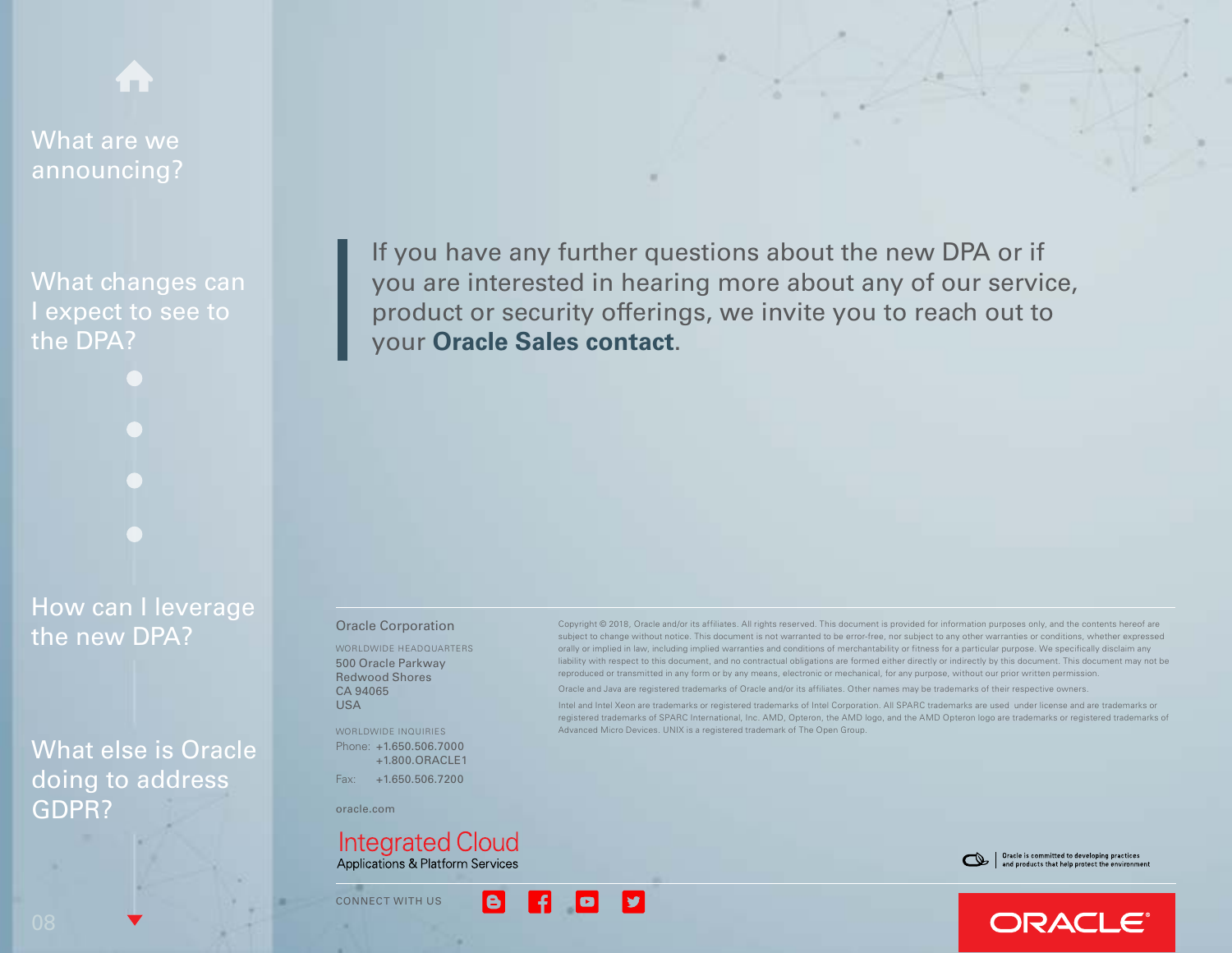What are we announcing?

What changes can I expect to see to the DPA?

How can I leverage the new DPA?

What else is Oracle doing to address GDPR?

> If you have any further questions about the new DPA or if you are interested in hearing more about any of our service, product or security offerings, we invite you to reach out to your **Oracle Sales contact**.

Oracle Corporation

WORLDWIDE HEADQUARTERS
500 Oracle Parkway
Redwood Shores
CA 94065
USA

WORLDWIDE INQUIRIES
Phone: +1.650.506.7000
+1.800.ORACLE1
Fax: +1.650.506.7200

oracle.com

Copyright © 2018, Oracle and/or its affiliates. All rights reserved. This document is provided for information purposes only, and the contents hereof are subject to change without notice. This document is not warranted to be error-free, nor subject to any other warranties or conditions, whether expressed orally or implied in law, including implied warranties and conditions of merchantability or fitness for a particular purpose. We specifically disclaim any liability with respect to this document, and no contractual obligations are formed either directly or indirectly by this document. This document may not be reproduced or transmitted in any form or by any means, electronic or mechanical, for any purpose, without our prior written permission.

Oracle and Java are registered trademarks of Oracle and/or its affiliates. Other names may be trademarks of their respective owners.

Intel and Intel Xeon are trademarks or registered trademarks of Intel Corporation. All SPARC trademarks are used under license and are trademarks or registered trademarks of SPARC International, Inc. AMD, Opteron, the AMD logo, and the AMD Opteron logo are trademarks or registered trademarks of Advanced Micro Devices. UNIX is a registered trademark of The Open Group.

Integrated Cloud
Applications & Platform Services

Oracle is committed to developing practices and products that help protect the environment

CONNECT WITH US

ORACLE